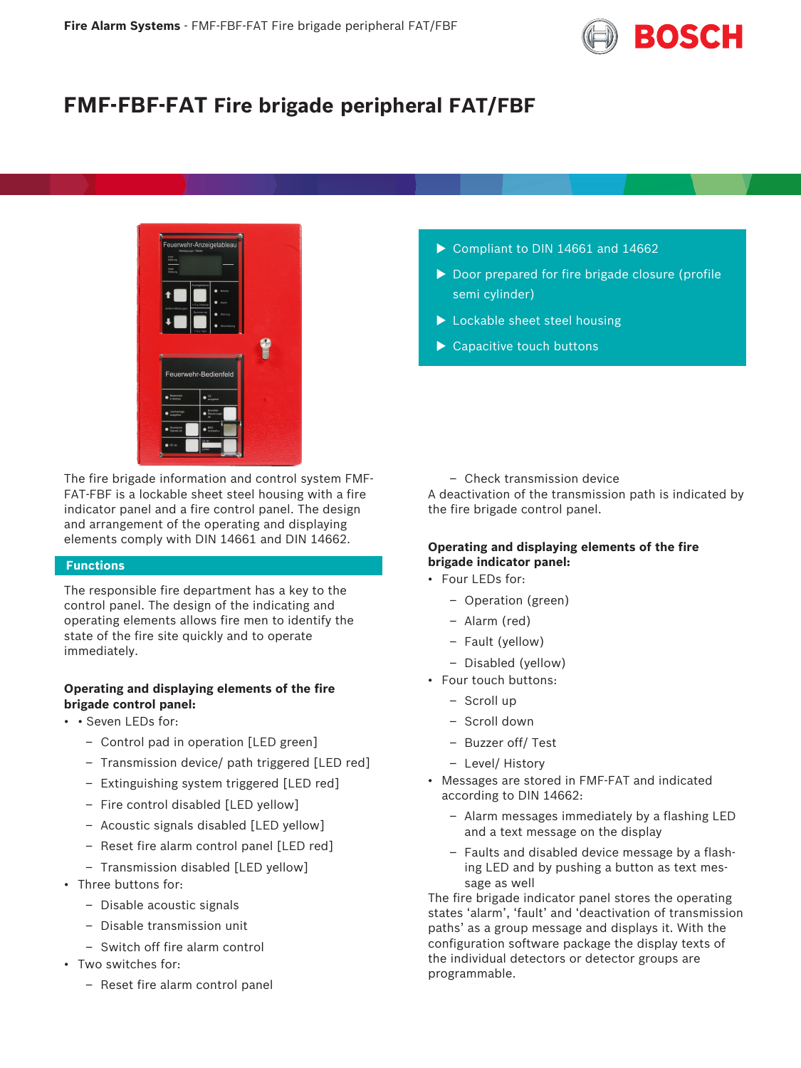# FMF-FBF-FAT Fire brigade peripheral FAT/FBF

- Compliant to DIN 14661 and 14662
- Door prepared for fire brigade closure (profile semi cylinder)
- Lockable sheet steel housing
- Capacitive touch buttons

The fire brigade information and control system FMF-FAT-FBF is a lockable sheet steel housing with a fire indicator panel and a fire control panel. The design and arrangement of the operating and displaying elements comply with DIN 14661 and DIN 14662.

## Functions

The responsible fire department has a key to the control panel. The design of the indicating and operating elements allows fire men to identify the state of the fire site quickly and to operate immediately.

**Operating and displaying elements of the fire brigade control panel:**

- • Seven LEDs for:
  - Control pad in operation [LED green]
  - Transmission device/ path triggered [LED red]
  - Extinguishing system triggered [LED red]
  - Fire control disabled [LED yellow]
  - Acoustic signals disabled [LED yellow]
  - Reset fire alarm control panel [LED red]
  - Transmission disabled [LED yellow]
- Three buttons for:
  - Disable acoustic signals
  - Disable transmission unit
  - Switch off fire alarm control
- Two switches for:
  - Reset fire alarm control panel
  - Check transmission device

A deactivation of the transmission path is indicated by the fire brigade control panel.

**Operating and displaying elements of the fire brigade indicator panel:**

- Four LEDs for:
  - Operation (green)
  - Alarm (red)
  - Fault (yellow)
  - Disabled (yellow)
- Four touch buttons:
  - Scroll up
  - Scroll down
  - Buzzer off/ Test
  - Level/ History
- Messages are stored in FMF-FAT and indicated according to DIN 14662:
  - Alarm messages immediately by a flashing LED and a text message on the display
  - Faults and disabled device message by a flashing LED and by pushing a button as text message as well

The fire brigade indicator panel stores the operating states 'alarm', 'fault' and 'deactivation of transmission paths' as a group message and displays it. With the configuration software package the display texts of the individual detectors or detector groups are programmable.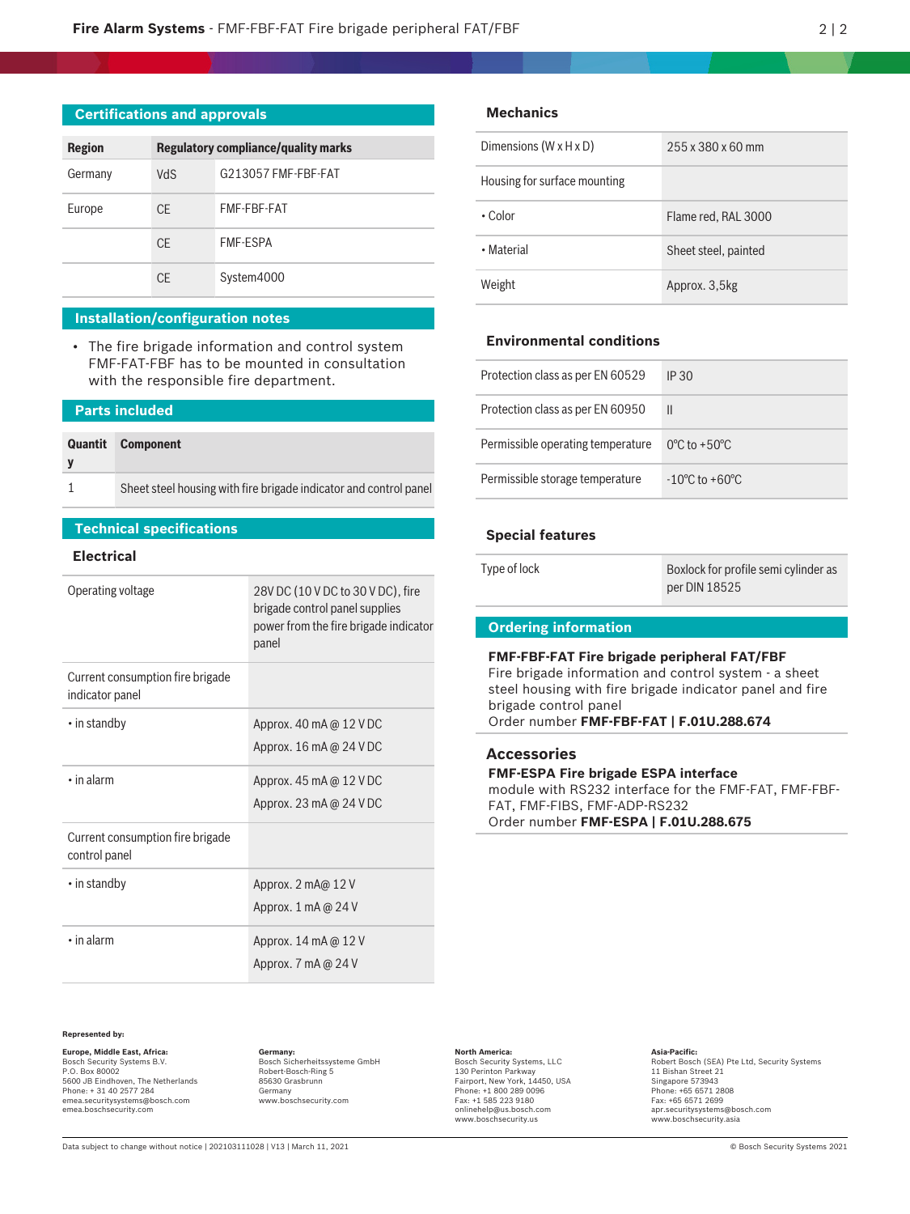## Certifications and approvals

| Region | Regulatory compliance/quality marks | |
|---|---|---|
| Germany | VdS | G213057 FMF-FBF-FAT |
| Europe | CE | FMF-FBF-FAT |
| | CE | FMF-ESPA |
| | CE | System4000 |

## Installation/configuration notes

- The fire brigade information and control system FMF-FAT-FBF has to be mounted in consultation with the responsible fire department.

## Parts included

| Quantity | Component |
|---|---|
| 1 | Sheet steel housing with fire brigade indicator and control panel |

## Technical specifications

### Electrical

| | |
|---|---|
| Operating voltage | 28V DC (10 V DC to 30 V DC), fire brigade control panel supplies power from the fire brigade indicator panel |
| Current consumption fire brigade indicator panel | |
| • in standby | Approx. 40 mA @ 12 V DC<br>Approx. 16 mA @ 24 V DC |
| • in alarm | Approx. 45 mA @ 12 V DC<br>Approx. 23 mA @ 24 V DC |
| Current consumption fire brigade control panel | |
| • in standby | Approx. 2 mA@ 12 V<br>Approx. 1 mA @ 24 V |
| • in alarm | Approx. 14 mA @ 12 V<br>Approx. 7 mA @ 24 V |

### Mechanics

| | |
|---|---|
| Dimensions (W x H x D) | 255 x 380 x 60 mm |
| Housing for surface mounting | |
| • Color | Flame red, RAL 3000 |
| • Material | Sheet steel, painted |
| Weight | Approx. 3,5kg |

### Environmental conditions

| | |
|---|---|
| Protection class as per EN 60529 | IP 30 |
| Protection class as per EN 60950 | II |
| Permissible operating temperature | 0°C to +50°C |
| Permissible storage temperature | -10°C to +60°C |

### Special features

| | |
|---|---|
| Type of lock | Boxlock for profile semi cylinder as per DIN 18525 |

## Ordering information

**FMF-FBF-FAT Fire brigade peripheral FAT/FBF**
Fire brigade information and control system - a sheet steel housing with fire brigade indicator panel and fire brigade control panel
Order number **FMF-FBF-FAT | F.01U.288.674**

### Accessories

**FMF-ESPA Fire brigade ESPA interface**
module with RS232 interface for the FMF-FAT, FMF-FBF-FAT, FMF-FIBS, FMF-ADP-RS232
Order number **FMF-ESPA | F.01U.288.675**

**Represented by:**

**Europe, Middle East, Africa:**
Bosch Security Systems B.V.
P.O. Box 80002
5600 JB Eindhoven, The Netherlands
Phone: + 31 40 2577 284
emea.securitysystems@bosch.com
emea.boschsecurity.com

**Germany:**
Bosch Sicherheitssysteme GmbH
Robert-Bosch-Ring 5
85630 Grasbrunn
Germany
www.boschsecurity.com

**North America:**
Bosch Security Systems, LLC
130 Perinton Parkway
Fairport, New York, 14450, USA
Phone: +1 800 289 0096
Fax: +1 585 223 9180
onlinehelp@us.bosch.com
www.boschsecurity.us

**Asia-Pacific:**
Robert Bosch (SEA) Pte Ltd, Security Systems
11 Bishan Street 21
Singapore 573943
Phone: +65 6571 2808
Fax: +65 6571 2699
apr.securitysystems@bosch.com
www.boschsecurity.asia

Data subject to change without notice | 202103111028 | V13 | March 11, 2021

© Bosch Security Systems 2021